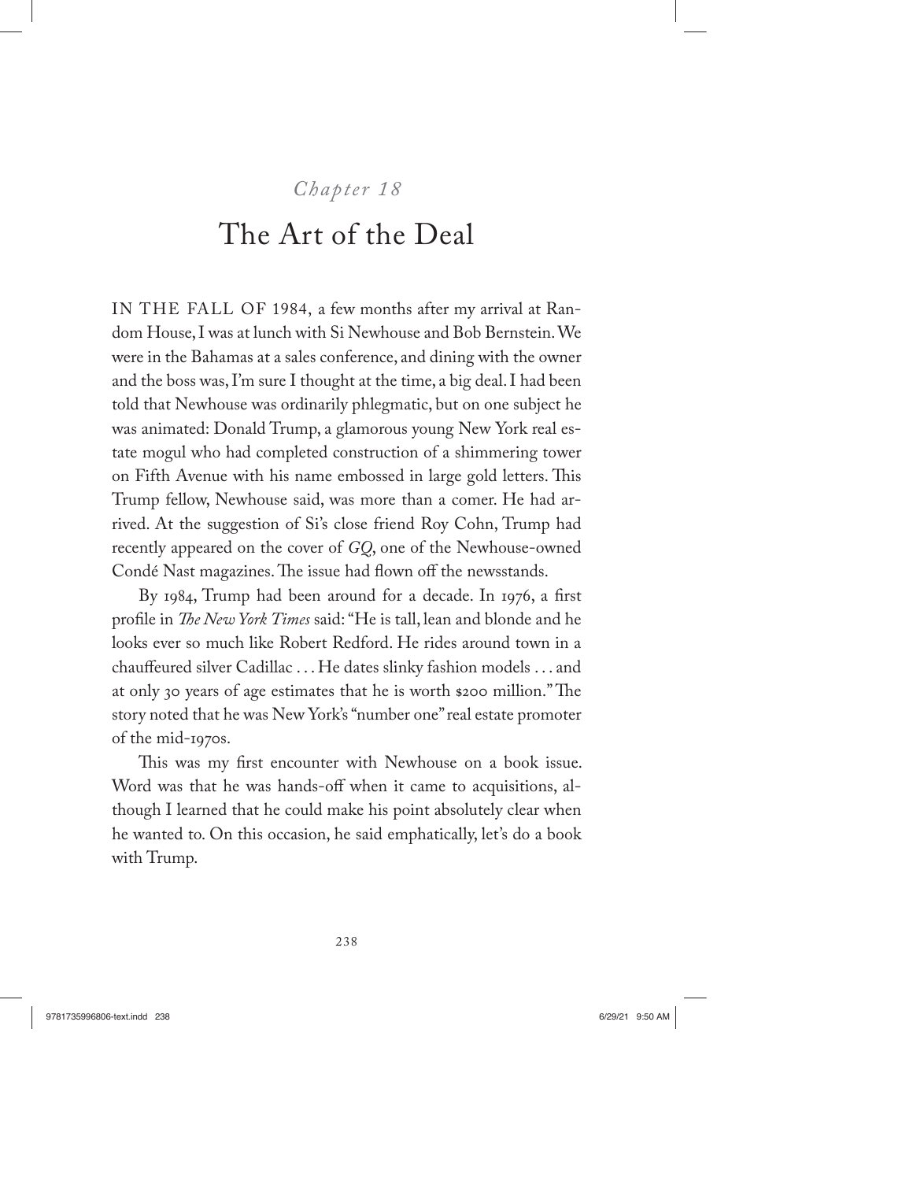*Chapter 18*

# The Art of the Deal

IN THE FALL OF 1984, a few months after my arrival at Random House, I was at lunch with Si Newhouse and Bob Bernstein. We were in the Bahamas at a sales conference, and dining with the owner and the boss was, I'm sure I thought at the time, a big deal. I had been told that Newhouse was ordinarily phlegmatic, but on one subject he was animated: Donald Trump, a glamorous young New York real estate mogul who had completed construction of a shimmering tower on Fifth Avenue with his name embossed in large gold letters. This Trump fellow, Newhouse said, was more than a comer. He had arrived. At the suggestion of Si's close friend Roy Cohn, Trump had recently appeared on the cover of *GQ*, one of the Newhouse-owned Condé Nast magazines. The issue had flown off the newsstands.

By 1984, Trump had been around for a decade. In 1976, a first profile in *The New York Times* said: "He is tall, lean and blonde and he looks ever so much like Robert Redford. He rides around town in a chauffeured silver Cadillac . . . He dates slinky fashion models . . . and at only 30 years of age estimates that he is worth $200 million." The story noted that he was New York's "number one" real estate promoter of the mid-1970s.

This was my first encounter with Newhouse on a book issue. Word was that he was hands-off when it came to acquisitions, although I learned that he could make his point absolutely clear when he wanted to. On this occasion, he said emphatically, let's do a book with Trump.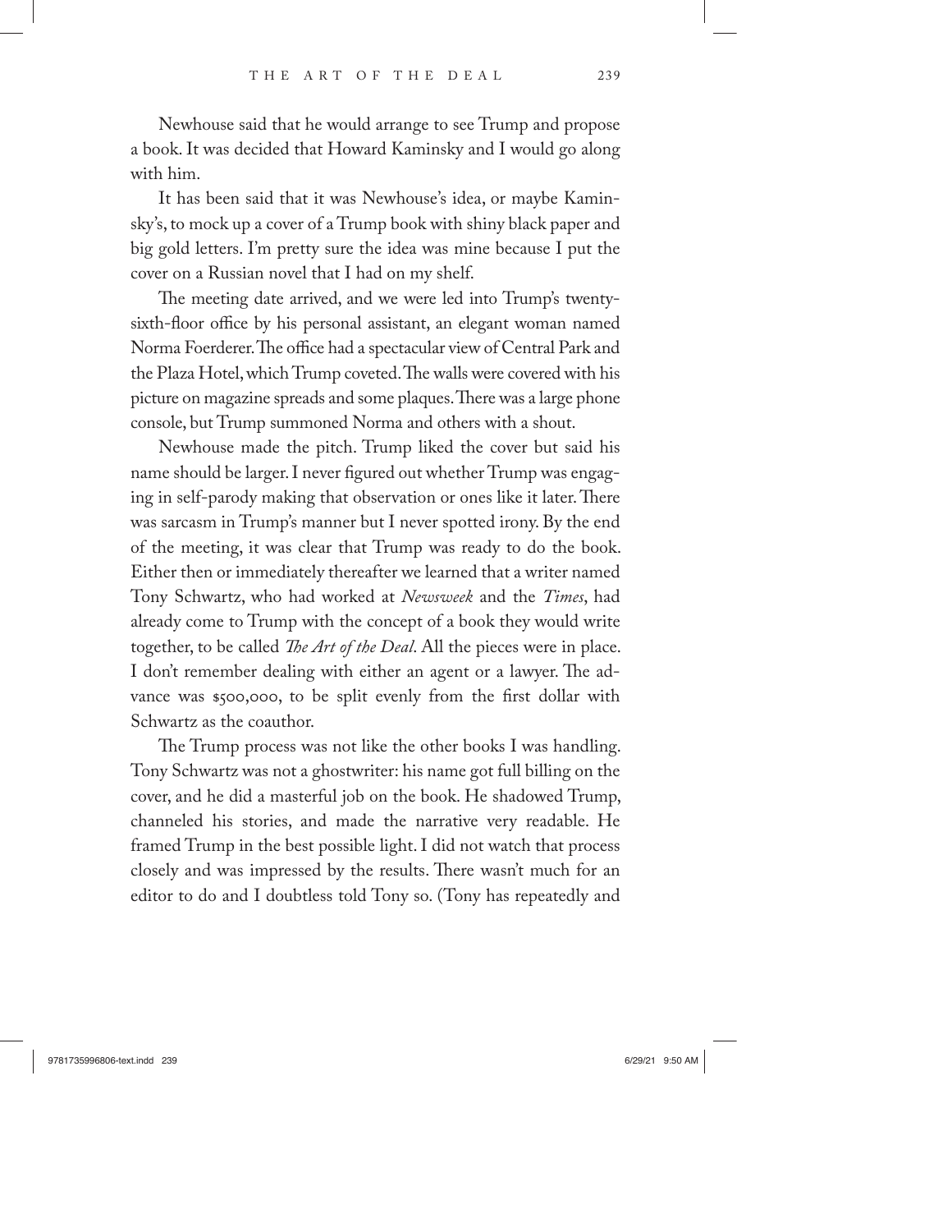Newhouse said that he would arrange to see Trump and propose a book. It was decided that Howard Kaminsky and I would go along with him.

It has been said that it was Newhouse's idea, or maybe Kaminsky's, to mock up a cover of a Trump book with shiny black paper and big gold letters. I'm pretty sure the idea was mine because I put the cover on a Russian novel that I had on my shelf.

The meeting date arrived, and we were led into Trump's twenty-sixth-floor office by his personal assistant, an elegant woman named Norma Foerderer. The office had a spectacular view of Central Park and the Plaza Hotel, which Trump coveted. The walls were covered with his picture on magazine spreads and some plaques. There was a large phone console, but Trump summoned Norma and others with a shout.

Newhouse made the pitch. Trump liked the cover but said his name should be larger. I never figured out whether Trump was engaging in self-parody making that observation or ones like it later. There was sarcasm in Trump's manner but I never spotted irony. By the end of the meeting, it was clear that Trump was ready to do the book. Either then or immediately thereafter we learned that a writer named Tony Schwartz, who had worked at *Newsweek* and the *Times*, had already come to Trump with the concept of a book they would write together, to be called *The Art of the Deal*. All the pieces were in place. I don't remember dealing with either an agent or a lawyer. The advance was $500,000, to be split evenly from the first dollar with Schwartz as the coauthor.

The Trump process was not like the other books I was handling. Tony Schwartz was not a ghostwriter: his name got full billing on the cover, and he did a masterful job on the book. He shadowed Trump, channeled his stories, and made the narrative very readable. He framed Trump in the best possible light. I did not watch that process closely and was impressed by the results. There wasn't much for an editor to do and I doubtless told Tony so. (Tony has repeatedly and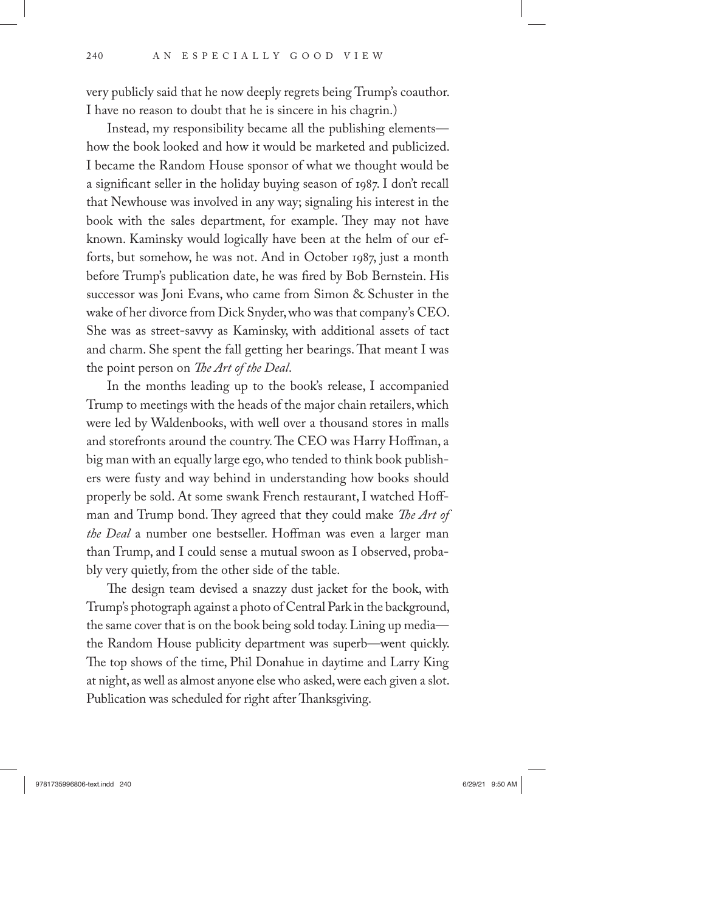very publicly said that he now deeply regrets being Trump's coauthor. I have no reason to doubt that he is sincere in his chagrin.)

Instead, my responsibility became all the publishing elements—how the book looked and how it would be marketed and publicized. I became the Random House sponsor of what we thought would be a significant seller in the holiday buying season of 1987. I don't recall that Newhouse was involved in any way; signaling his interest in the book with the sales department, for example. They may not have known. Kaminsky would logically have been at the helm of our efforts, but somehow, he was not. And in October 1987, just a month before Trump's publication date, he was fired by Bob Bernstein. His successor was Joni Evans, who came from Simon & Schuster in the wake of her divorce from Dick Snyder, who was that company's CEO. She was as street-savvy as Kaminsky, with additional assets of tact and charm. She spent the fall getting her bearings. That meant I was the point person on *The Art of the Deal*.

In the months leading up to the book's release, I accompanied Trump to meetings with the heads of the major chain retailers, which were led by Waldenbooks, with well over a thousand stores in malls and storefronts around the country. The CEO was Harry Hoffman, a big man with an equally large ego, who tended to think book publishers were fusty and way behind in understanding how books should properly be sold. At some swank French restaurant, I watched Hoffman and Trump bond. They agreed that they could make *The Art of the Deal* a number one bestseller. Hoffman was even a larger man than Trump, and I could sense a mutual swoon as I observed, probably very quietly, from the other side of the table.

The design team devised a snazzy dust jacket for the book, with Trump's photograph against a photo of Central Park in the background, the same cover that is on the book being sold today. Lining up media—the Random House publicity department was superb—went quickly. The top shows of the time, Phil Donahue in daytime and Larry King at night, as well as almost anyone else who asked, were each given a slot. Publication was scheduled for right after Thanksgiving.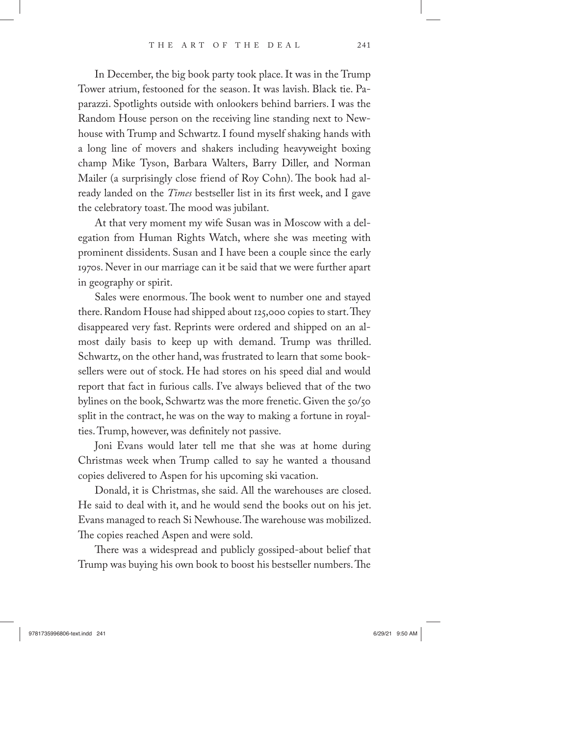In December, the big book party took place. It was in the Trump Tower atrium, festooned for the season. It was lavish. Black tie. Paparazzi. Spotlights outside with onlookers behind barriers. I was the Random House person on the receiving line standing next to Newhouse with Trump and Schwartz. I found myself shaking hands with a long line of movers and shakers including heavyweight boxing champ Mike Tyson, Barbara Walters, Barry Diller, and Norman Mailer (a surprisingly close friend of Roy Cohn). The book had already landed on the *Times* bestseller list in its first week, and I gave the celebratory toast. The mood was jubilant.

At that very moment my wife Susan was in Moscow with a delegation from Human Rights Watch, where she was meeting with prominent dissidents. Susan and I have been a couple since the early 1970s. Never in our marriage can it be said that we were further apart in geography or spirit.

Sales were enormous. The book went to number one and stayed there. Random House had shipped about 125,000 copies to start. They disappeared very fast. Reprints were ordered and shipped on an almost daily basis to keep up with demand. Trump was thrilled. Schwartz, on the other hand, was frustrated to learn that some booksellers were out of stock. He had stores on his speed dial and would report that fact in furious calls. I've always believed that of the two bylines on the book, Schwartz was the more frenetic. Given the 50/50 split in the contract, he was on the way to making a fortune in royalties. Trump, however, was definitely not passive.

Joni Evans would later tell me that she was at home during Christmas week when Trump called to say he wanted a thousand copies delivered to Aspen for his upcoming ski vacation.

Donald, it is Christmas, she said. All the warehouses are closed. He said to deal with it, and he would send the books out on his jet. Evans managed to reach Si Newhouse. The warehouse was mobilized. The copies reached Aspen and were sold.

There was a widespread and publicly gossiped-about belief that Trump was buying his own book to boost his bestseller numbers. The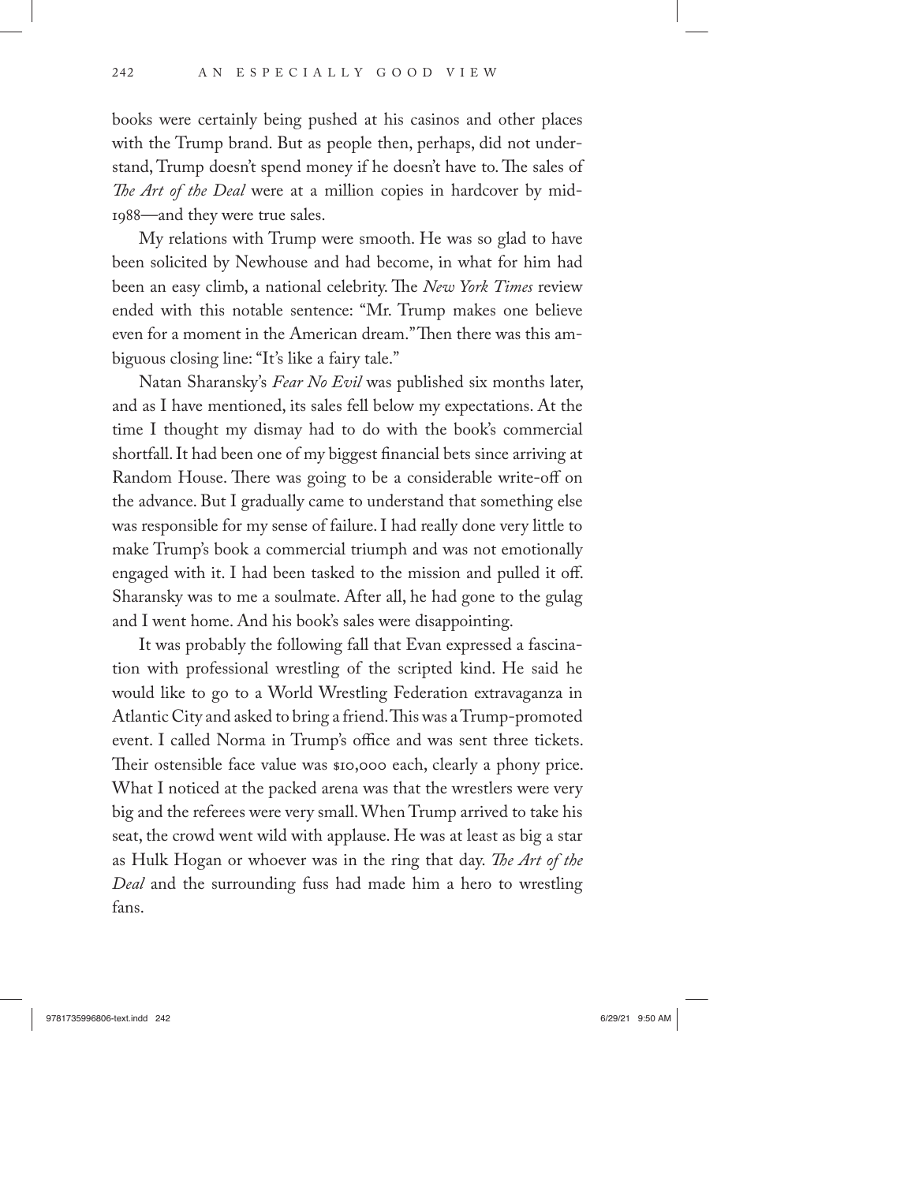books were certainly being pushed at his casinos and other places with the Trump brand. But as people then, perhaps, did not understand, Trump doesn't spend money if he doesn't have to. The sales of *The Art of the Deal* were at a million copies in hardcover by mid-1988—and they were true sales.

My relations with Trump were smooth. He was so glad to have been solicited by Newhouse and had become, in what for him had been an easy climb, a national celebrity. The *New York Times* review ended with this notable sentence: "Mr. Trump makes one believe even for a moment in the American dream." Then there was this ambiguous closing line: "It's like a fairy tale."

Natan Sharansky's *Fear No Evil* was published six months later, and as I have mentioned, its sales fell below my expectations. At the time I thought my dismay had to do with the book's commercial shortfall. It had been one of my biggest financial bets since arriving at Random House. There was going to be a considerable write-off on the advance. But I gradually came to understand that something else was responsible for my sense of failure. I had really done very little to make Trump's book a commercial triumph and was not emotionally engaged with it. I had been tasked to the mission and pulled it off. Sharansky was to me a soulmate. After all, he had gone to the gulag and I went home. And his book's sales were disappointing.

It was probably the following fall that Evan expressed a fascination with professional wrestling of the scripted kind. He said he would like to go to a World Wrestling Federation extravaganza in Atlantic City and asked to bring a friend. This was a Trump-promoted event. I called Norma in Trump's office and was sent three tickets. Their ostensible face value was $10,000 each, clearly a phony price. What I noticed at the packed arena was that the wrestlers were very big and the referees were very small. When Trump arrived to take his seat, the crowd went wild with applause. He was at least as big a star as Hulk Hogan or whoever was in the ring that day. *The Art of the Deal* and the surrounding fuss had made him a hero to wrestling fans.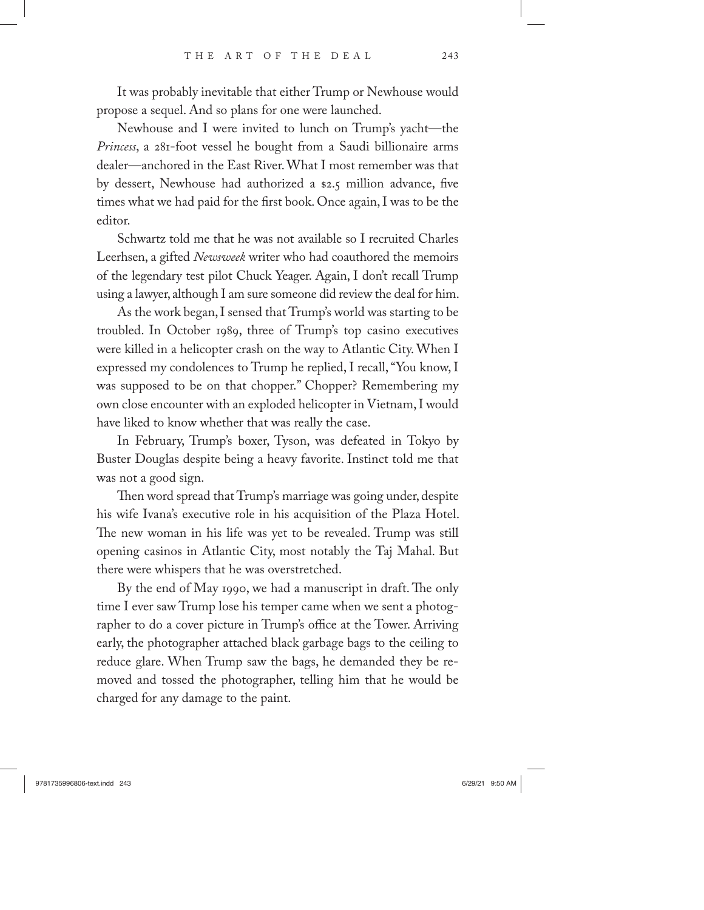It was probably inevitable that either Trump or Newhouse would propose a sequel. And so plans for one were launched.

Newhouse and I were invited to lunch on Trump's yacht—the *Princess*, a 281-foot vessel he bought from a Saudi billionaire arms dealer—anchored in the East River. What I most remember was that by dessert, Newhouse had authorized a $2.5 million advance, five times what we had paid for the first book. Once again, I was to be the editor.

Schwartz told me that he was not available so I recruited Charles Leerhsen, a gifted *Newsweek* writer who had coauthored the memoirs of the legendary test pilot Chuck Yeager. Again, I don't recall Trump using a lawyer, although I am sure someone did review the deal for him.

As the work began, I sensed that Trump's world was starting to be troubled. In October 1989, three of Trump's top casino executives were killed in a helicopter crash on the way to Atlantic City. When I expressed my condolences to Trump he replied, I recall, "You know, I was supposed to be on that chopper." Chopper? Remembering my own close encounter with an exploded helicopter in Vietnam, I would have liked to know whether that was really the case.

In February, Trump's boxer, Tyson, was defeated in Tokyo by Buster Douglas despite being a heavy favorite. Instinct told me that was not a good sign.

Then word spread that Trump's marriage was going under, despite his wife Ivana's executive role in his acquisition of the Plaza Hotel. The new woman in his life was yet to be revealed. Trump was still opening casinos in Atlantic City, most notably the Taj Mahal. But there were whispers that he was overstretched.

By the end of May 1990, we had a manuscript in draft. The only time I ever saw Trump lose his temper came when we sent a photographer to do a cover picture in Trump's office at the Tower. Arriving early, the photographer attached black garbage bags to the ceiling to reduce glare. When Trump saw the bags, he demanded they be removed and tossed the photographer, telling him that he would be charged for any damage to the paint.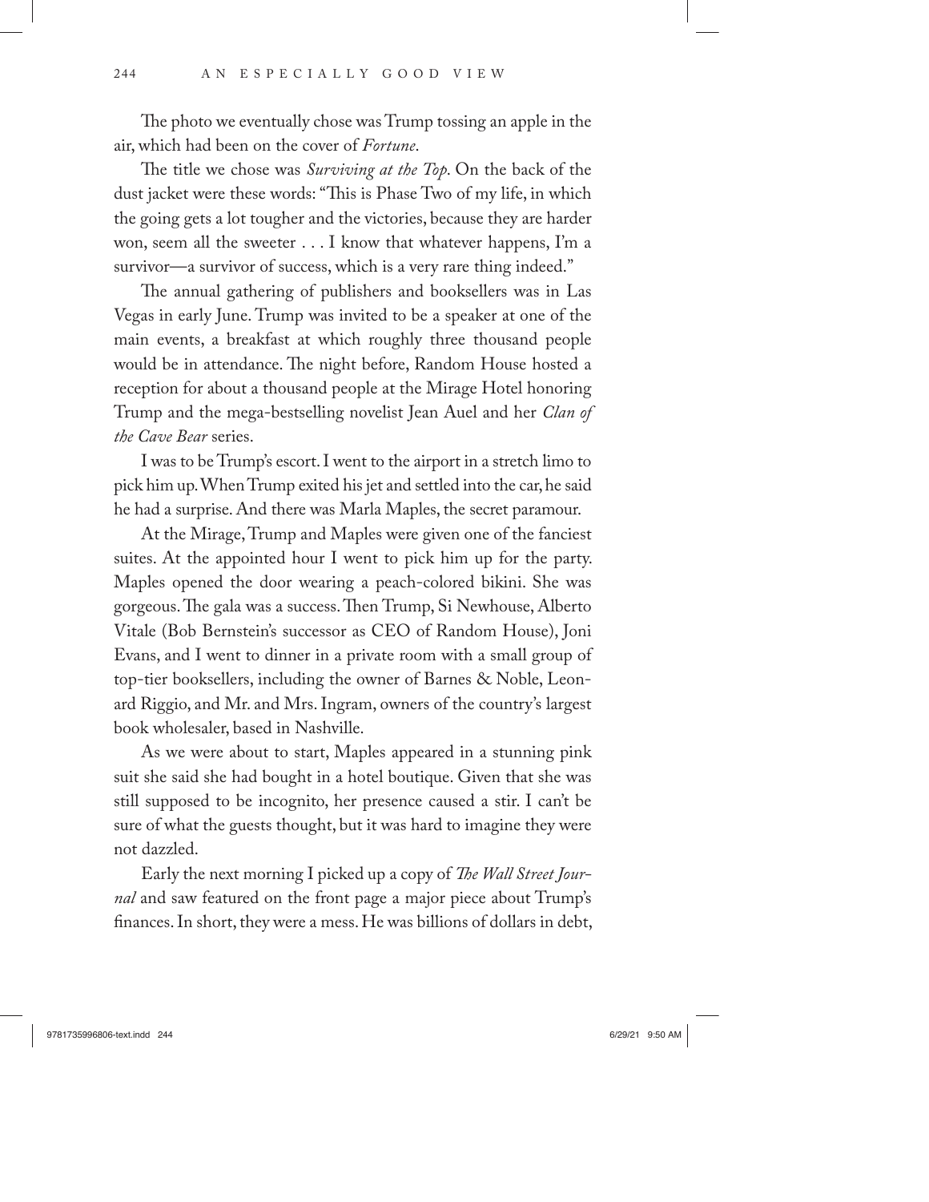The photo we eventually chose was Trump tossing an apple in the air, which had been on the cover of *Fortune*.

The title we chose was *Surviving at the Top*. On the back of the dust jacket were these words: "This is Phase Two of my life, in which the going gets a lot tougher and the victories, because they are harder won, seem all the sweeter . . . I know that whatever happens, I'm a survivor—a survivor of success, which is a very rare thing indeed."

The annual gathering of publishers and booksellers was in Las Vegas in early June. Trump was invited to be a speaker at one of the main events, a breakfast at which roughly three thousand people would be in attendance. The night before, Random House hosted a reception for about a thousand people at the Mirage Hotel honoring Trump and the mega-bestselling novelist Jean Auel and her *Clan of the Cave Bear* series.

I was to be Trump's escort. I went to the airport in a stretch limo to pick him up. When Trump exited his jet and settled into the car, he said he had a surprise. And there was Marla Maples, the secret paramour.

At the Mirage, Trump and Maples were given one of the fanciest suites. At the appointed hour I went to pick him up for the party. Maples opened the door wearing a peach-colored bikini. She was gorgeous. The gala was a success. Then Trump, Si Newhouse, Alberto Vitale (Bob Bernstein's successor as CEO of Random House), Joni Evans, and I went to dinner in a private room with a small group of top-tier booksellers, including the owner of Barnes & Noble, Leonard Riggio, and Mr. and Mrs. Ingram, owners of the country's largest book wholesaler, based in Nashville.

As we were about to start, Maples appeared in a stunning pink suit she said she had bought in a hotel boutique. Given that she was still supposed to be incognito, her presence caused a stir. I can't be sure of what the guests thought, but it was hard to imagine they were not dazzled.

Early the next morning I picked up a copy of *The Wall Street Journal* and saw featured on the front page a major piece about Trump's finances. In short, they were a mess. He was billions of dollars in debt,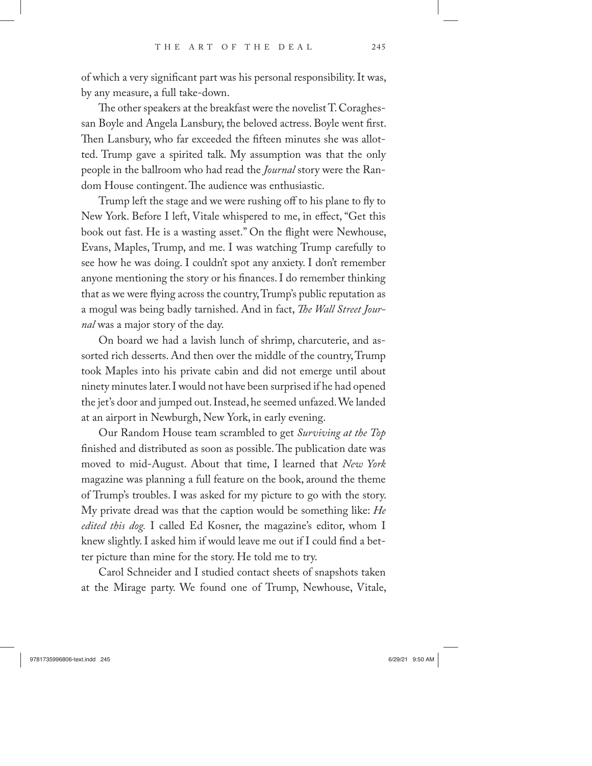of which a very significant part was his personal responsibility. It was, by any measure, a full take-down.

The other speakers at the breakfast were the novelist T. Coraghessan Boyle and Angela Lansbury, the beloved actress. Boyle went first. Then Lansbury, who far exceeded the fifteen minutes she was allotted. Trump gave a spirited talk. My assumption was that the only people in the ballroom who had read the *Journal* story were the Random House contingent. The audience was enthusiastic.

Trump left the stage and we were rushing off to his plane to fly to New York. Before I left, Vitale whispered to me, in effect, "Get this book out fast. He is a wasting asset." On the flight were Newhouse, Evans, Maples, Trump, and me. I was watching Trump carefully to see how he was doing. I couldn't spot any anxiety. I don't remember anyone mentioning the story or his finances. I do remember thinking that as we were flying across the country, Trump's public reputation as a mogul was being badly tarnished. And in fact, *The Wall Street Journal* was a major story of the day.

On board we had a lavish lunch of shrimp, charcuterie, and assorted rich desserts. And then over the middle of the country, Trump took Maples into his private cabin and did not emerge until about ninety minutes later. I would not have been surprised if he had opened the jet's door and jumped out. Instead, he seemed unfazed. We landed at an airport in Newburgh, New York, in early evening.

Our Random House team scrambled to get *Surviving at the Top* finished and distributed as soon as possible. The publication date was moved to mid-August. About that time, I learned that *New York* magazine was planning a full feature on the book, around the theme of Trump's troubles. I was asked for my picture to go with the story. My private dread was that the caption would be something like: *He edited this dog.* I called Ed Kosner, the magazine's editor, whom I knew slightly. I asked him if would leave me out if I could find a better picture than mine for the story. He told me to try.

Carol Schneider and I studied contact sheets of snapshots taken at the Mirage party. We found one of Trump, Newhouse, Vitale,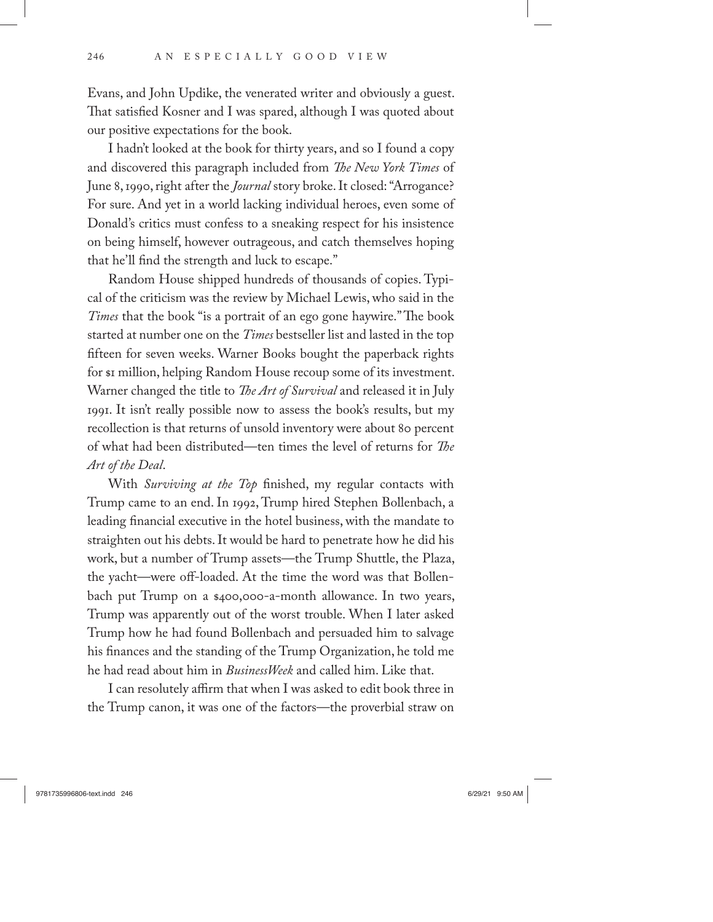Evans, and John Updike, the venerated writer and obviously a guest. That satisfied Kosner and I was spared, although I was quoted about our positive expectations for the book.

I hadn't looked at the book for thirty years, and so I found a copy and discovered this paragraph included from *The New York Times* of June 8, 1990, right after the *Journal* story broke. It closed: "Arrogance? For sure. And yet in a world lacking individual heroes, even some of Donald's critics must confess to a sneaking respect for his insistence on being himself, however outrageous, and catch themselves hoping that he'll find the strength and luck to escape."

Random House shipped hundreds of thousands of copies. Typical of the criticism was the review by Michael Lewis, who said in the *Times* that the book "is a portrait of an ego gone haywire." The book started at number one on the *Times* bestseller list and lasted in the top fifteen for seven weeks. Warner Books bought the paperback rights for $1 million, helping Random House recoup some of its investment. Warner changed the title to *The Art of Survival* and released it in July 1991. It isn't really possible now to assess the book's results, but my recollection is that returns of unsold inventory were about 80 percent of what had been distributed—ten times the level of returns for *The Art of the Deal*.

With *Surviving at the Top* finished, my regular contacts with Trump came to an end. In 1992, Trump hired Stephen Bollenbach, a leading financial executive in the hotel business, with the mandate to straighten out his debts. It would be hard to penetrate how he did his work, but a number of Trump assets—the Trump Shuttle, the Plaza, the yacht—were off-loaded. At the time the word was that Bollenbach put Trump on a $400,000-a-month allowance. In two years, Trump was apparently out of the worst trouble. When I later asked Trump how he had found Bollenbach and persuaded him to salvage his finances and the standing of the Trump Organization, he told me he had read about him in *BusinessWeek* and called him. Like that.

I can resolutely affirm that when I was asked to edit book three in the Trump canon, it was one of the factors—the proverbial straw on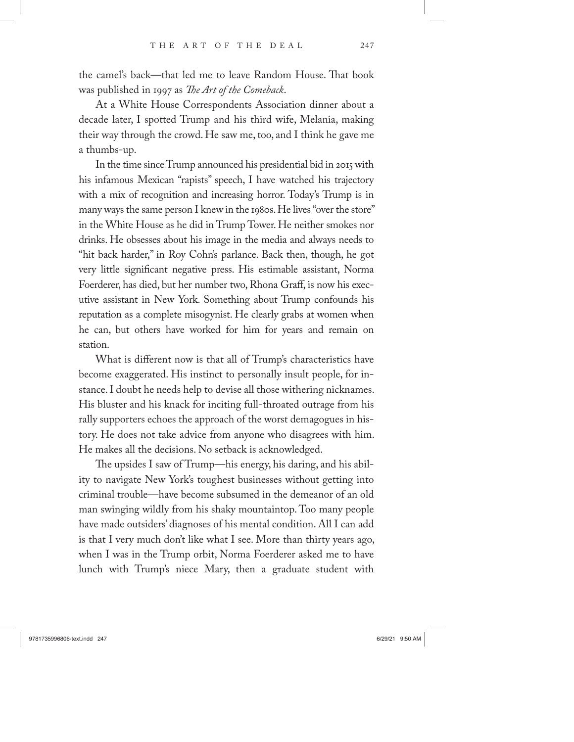the camel's back—that led me to leave Random House. That book was published in 1997 as *The Art of the Comeback*.

At a White House Correspondents Association dinner about a decade later, I spotted Trump and his third wife, Melania, making their way through the crowd. He saw me, too, and I think he gave me a thumbs-up.

In the time since Trump announced his presidential bid in 2015 with his infamous Mexican "rapists" speech, I have watched his trajectory with a mix of recognition and increasing horror. Today's Trump is in many ways the same person I knew in the 1980s. He lives "over the store" in the White House as he did in Trump Tower. He neither smokes nor drinks. He obsesses about his image in the media and always needs to "hit back harder," in Roy Cohn's parlance. Back then, though, he got very little significant negative press. His estimable assistant, Norma Foerderer, has died, but her number two, Rhona Graff, is now his executive assistant in New York. Something about Trump confounds his reputation as a complete misogynist. He clearly grabs at women when he can, but others have worked for him for years and remain on station.

What is different now is that all of Trump's characteristics have become exaggerated. His instinct to personally insult people, for instance. I doubt he needs help to devise all those withering nicknames. His bluster and his knack for inciting full-throated outrage from his rally supporters echoes the approach of the worst demagogues in history. He does not take advice from anyone who disagrees with him. He makes all the decisions. No setback is acknowledged.

The upsides I saw of Trump—his energy, his daring, and his ability to navigate New York's toughest businesses without getting into criminal trouble—have become subsumed in the demeanor of an old man swinging wildly from his shaky mountaintop. Too many people have made outsiders' diagnoses of his mental condition. All I can add is that I very much don't like what I see. More than thirty years ago, when I was in the Trump orbit, Norma Foerderer asked me to have lunch with Trump's niece Mary, then a graduate student with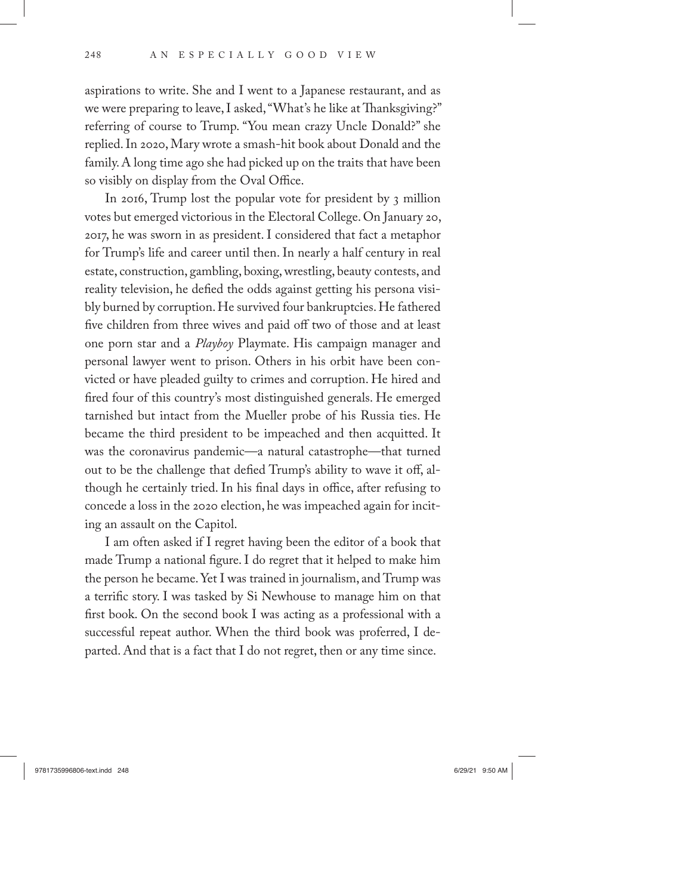aspirations to write. She and I went to a Japanese restaurant, and as we were preparing to leave, I asked, "What's he like at Thanksgiving?" referring of course to Trump. "You mean crazy Uncle Donald?" she replied. In 2020, Mary wrote a smash-hit book about Donald and the family. A long time ago she had picked up on the traits that have been so visibly on display from the Oval Office.

In 2016, Trump lost the popular vote for president by 3 million votes but emerged victorious in the Electoral College. On January 20, 2017, he was sworn in as president. I considered that fact a metaphor for Trump's life and career until then. In nearly a half century in real estate, construction, gambling, boxing, wrestling, beauty contests, and reality television, he defied the odds against getting his persona visibly burned by corruption. He survived four bankruptcies. He fathered five children from three wives and paid off two of those and at least one porn star and a *Playboy* Playmate. His campaign manager and personal lawyer went to prison. Others in his orbit have been convicted or have pleaded guilty to crimes and corruption. He hired and fired four of this country's most distinguished generals. He emerged tarnished but intact from the Mueller probe of his Russia ties. He became the third president to be impeached and then acquitted. It was the coronavirus pandemic—a natural catastrophe—that turned out to be the challenge that defied Trump's ability to wave it off, although he certainly tried. In his final days in office, after refusing to concede a loss in the 2020 election, he was impeached again for inciting an assault on the Capitol.

I am often asked if I regret having been the editor of a book that made Trump a national figure. I do regret that it helped to make him the person he became. Yet I was trained in journalism, and Trump was a terrific story. I was tasked by Si Newhouse to manage him on that first book. On the second book I was acting as a professional with a successful repeat author. When the third book was proferred, I departed. And that is a fact that I do not regret, then or any time since.